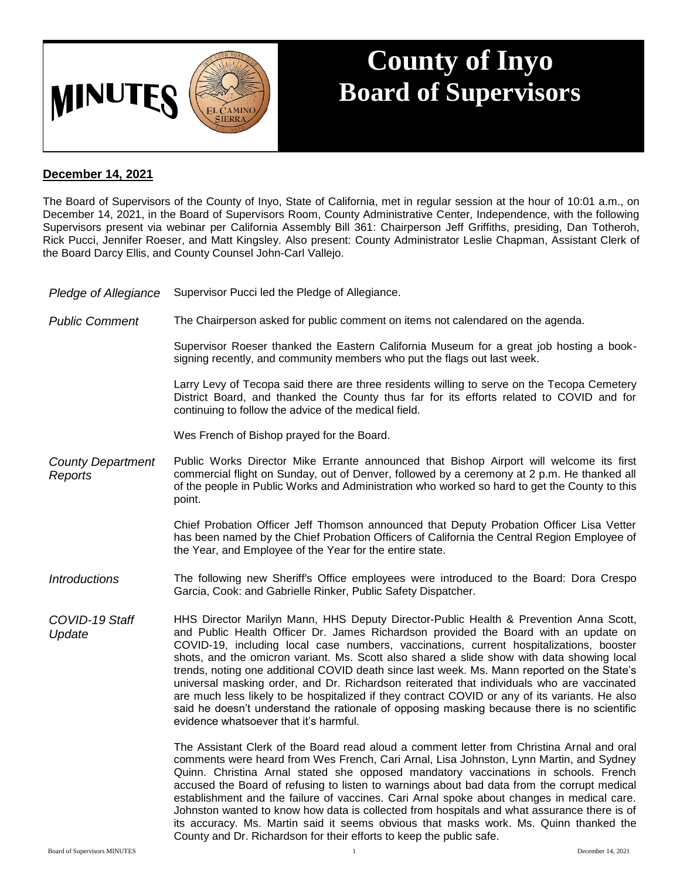# MINUTES

# County of Inyo Board of Supervisors

**December 14, 2021**

The Board of Supervisors of the County of Inyo, State of California, met in regular session at the hour of 10:01 a.m., on December 14, 2021, in the Board of Supervisors Room, County Administrative Center, Independence, with the following Supervisors present via webinar per California Assembly Bill 361: Chairperson Jeff Griffiths, presiding, Dan Totheroh, Rick Pucci, Jennifer Roeser, and Matt Kingsley. Also present: County Administrator Leslie Chapman, Assistant Clerk of the Board Darcy Ellis, and County Counsel John-Carl Vallejo.

*Pledge of Allegiance*

Supervisor Pucci led the Pledge of Allegiance.

*Public Comment*

The Chairperson asked for public comment on items not calendared on the agenda.

Supervisor Roeser thanked the Eastern California Museum for a great job hosting a book-signing recently, and community members who put the flags out last week.

Larry Levy of Tecopa said there are three residents willing to serve on the Tecopa Cemetery District Board, and thanked the County thus far for its efforts related to COVID and for continuing to follow the advice of the medical field.

Wes French of Bishop prayed for the Board.

*County Department Reports*

Public Works Director Mike Errante announced that Bishop Airport will welcome its first commercial flight on Sunday, out of Denver, followed by a ceremony at 2 p.m. He thanked all of the people in Public Works and Administration who worked so hard to get the County to this point.

Chief Probation Officer Jeff Thomson announced that Deputy Probation Officer Lisa Vetter has been named by the Chief Probation Officers of California the Central Region Employee of the Year, and Employee of the Year for the entire state.

*Introductions*

The following new Sheriff's Office employees were introduced to the Board: Dora Crespo Garcia, Cook: and Gabrielle Rinker, Public Safety Dispatcher.

*COVID-19 Staff Update*

HHS Director Marilyn Mann, HHS Deputy Director-Public Health & Prevention Anna Scott, and Public Health Officer Dr. James Richardson provided the Board with an update on COVID-19, including local case numbers, vaccinations, current hospitalizations, booster shots, and the omicron variant. Ms. Scott also shared a slide show with data showing local trends, noting one additional COVID death since last week. Ms. Mann reported on the State's universal masking order, and Dr. Richardson reiterated that individuals who are vaccinated are much less likely to be hospitalized if they contract COVID or any of its variants. He also said he doesn't understand the rationale of opposing masking because there is no scientific evidence whatsoever that it's harmful.

The Assistant Clerk of the Board read aloud a comment letter from Christina Arnal and oral comments were heard from Wes French, Cari Arnal, Lisa Johnston, Lynn Martin, and Sydney Quinn. Christina Arnal stated she opposed mandatory vaccinations in schools. French accused the Board of refusing to listen to warnings about bad data from the corrupt medical establishment and the failure of vaccines. Cari Arnal spoke about changes in medical care. Johnston wanted to know how data is collected from hospitals and what assurance there is of its accuracy. Ms. Martin said it seems obvious that masks work. Ms. Quinn thanked the County and Dr. Richardson for their efforts to keep the public safe.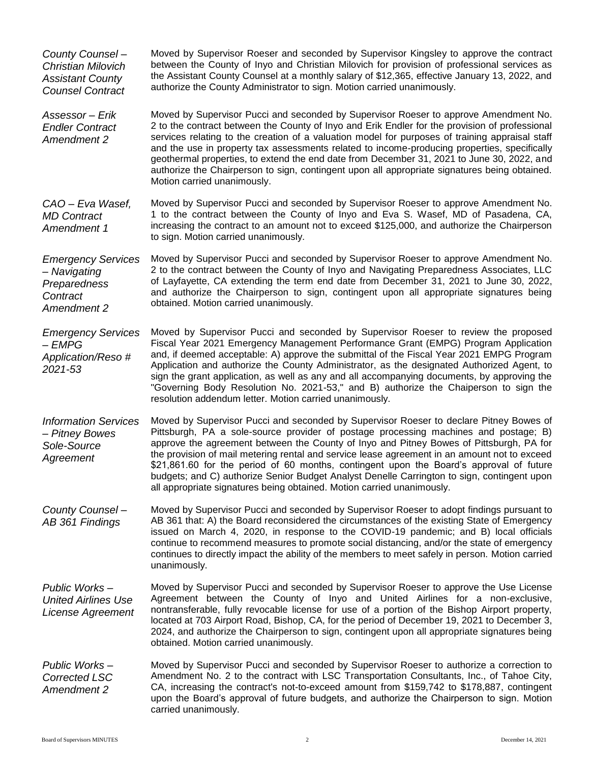*County Counsel – Christian Milovich Assistant County Counsel Contract*

Moved by Supervisor Roeser and seconded by Supervisor Kingsley to approve the contract between the County of Inyo and Christian Milovich for provision of professional services as the Assistant County Counsel at a monthly salary of $12,365, effective January 13, 2022, and authorize the County Administrator to sign. Motion carried unanimously.

*Assessor – Erik Endler Contract Amendment 2*

Moved by Supervisor Pucci and seconded by Supervisor Roeser to approve Amendment No. 2 to the contract between the County of Inyo and Erik Endler for the provision of professional services relating to the creation of a valuation model for purposes of training appraisal staff and the use in property tax assessments related to income-producing properties, specifically geothermal properties, to extend the end date from December 31, 2021 to June 30, 2022, and authorize the Chairperson to sign, contingent upon all appropriate signatures being obtained. Motion carried unanimously.

*CAO – Eva Wasef, MD Contract Amendment 1*

Moved by Supervisor Pucci and seconded by Supervisor Roeser to approve Amendment No. 1 to the contract between the County of Inyo and Eva S. Wasef, MD of Pasadena, CA, increasing the contract to an amount not to exceed $125,000, and authorize the Chairperson to sign. Motion carried unanimously.

*Emergency Services – Navigating Preparedness Contract Amendment 2*

Moved by Supervisor Pucci and seconded by Supervisor Roeser to approve Amendment No. 2 to the contract between the County of Inyo and Navigating Preparedness Associates, LLC of Layfayette, CA extending the term end date from December 31, 2021 to June 30, 2022, and authorize the Chairperson to sign, contingent upon all appropriate signatures being obtained. Motion carried unanimously.

*Emergency Services – EMPG Application/Reso # 2021-53*

Moved by Supervisor Pucci and seconded by Supervisor Roeser to review the proposed Fiscal Year 2021 Emergency Management Performance Grant (EMPG) Program Application and, if deemed acceptable: A) approve the submittal of the Fiscal Year 2021 EMPG Program Application and authorize the County Administrator, as the designated Authorized Agent, to sign the grant application, as well as any and all accompanying documents, by approving the "Governing Body Resolution No. 2021-53," and B) authorize the Chaiperson to sign the resolution addendum letter. Motion carried unanimously.

*Information Services – Pitney Bowes Sole-Source Agreement*

Moved by Supervisor Pucci and seconded by Supervisor Roeser to declare Pitney Bowes of Pittsburgh, PA a sole-source provider of postage processing machines and postage; B) approve the agreement between the County of Inyo and Pitney Bowes of Pittsburgh, PA for the provision of mail metering rental and service lease agreement in an amount not to exceed $21,861.60 for the period of 60 months, contingent upon the Board's approval of future budgets; and C) authorize Senior Budget Analyst Denelle Carrington to sign, contingent upon all appropriate signatures being obtained. Motion carried unanimously.

*County Counsel – AB 361 Findings*

Moved by Supervisor Pucci and seconded by Supervisor Roeser to adopt findings pursuant to AB 361 that: A) the Board reconsidered the circumstances of the existing State of Emergency issued on March 4, 2020, in response to the COVID-19 pandemic; and B) local officials continue to recommend measures to promote social distancing, and/or the state of emergency continues to directly impact the ability of the members to meet safely in person. Motion carried unanimously.

*Public Works – United Airlines Use License Agreement*

Moved by Supervisor Pucci and seconded by Supervisor Roeser to approve the Use License Agreement between the County of Inyo and United Airlines for a non-exclusive, nontransferable, fully revocable license for use of a portion of the Bishop Airport property, located at 703 Airport Road, Bishop, CA, for the period of December 19, 2021 to December 3, 2024, and authorize the Chairperson to sign, contingent upon all appropriate signatures being obtained. Motion carried unanimously.

*Public Works – Corrected LSC Amendment 2*

Moved by Supervisor Pucci and seconded by Supervisor Roeser to authorize a correction to Amendment No. 2 to the contract with LSC Transportation Consultants, Inc., of Tahoe City, CA, increasing the contract's not-to-exceed amount from $159,742 to $178,887, contingent upon the Board's approval of future budgets, and authorize the Chairperson to sign. Motion carried unanimously.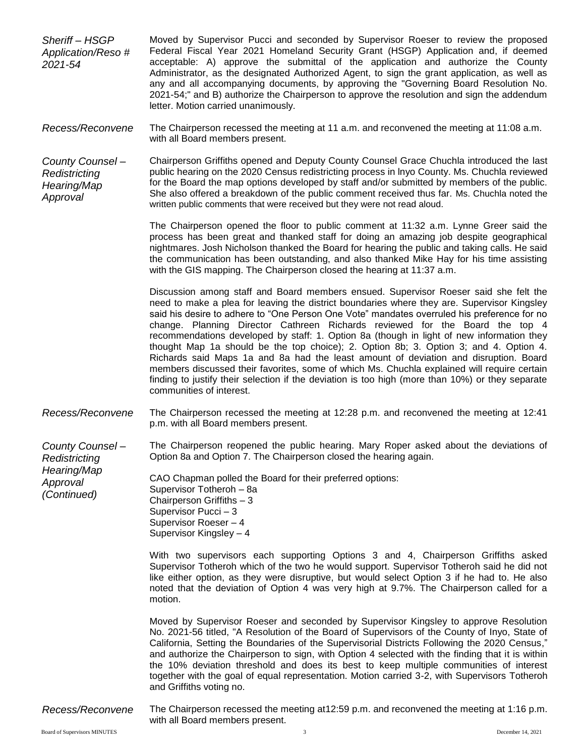*Sheriff – HSGP Application/Reso # 2021-54*

Moved by Supervisor Pucci and seconded by Supervisor Roeser to review the proposed Federal Fiscal Year 2021 Homeland Security Grant (HSGP) Application and, if deemed acceptable: A) approve the submittal of the application and authorize the County Administrator, as the designated Authorized Agent, to sign the grant application, as well as any and all accompanying documents, by approving the "Governing Board Resolution No. 2021-54;" and B) authorize the Chairperson to approve the resolution and sign the addendum letter. Motion carried unanimously.

*Recess/Reconvene*

The Chairperson recessed the meeting at 11 a.m. and reconvened the meeting at 11:08 a.m. with all Board members present.

*County Counsel – Redistricting Hearing/Map Approval*

Chairperson Griffiths opened and Deputy County Counsel Grace Chuchla introduced the last public hearing on the 2020 Census redistricting process in Inyo County. Ms. Chuchla reviewed for the Board the map options developed by staff and/or submitted by members of the public. She also offered a breakdown of the public comment received thus far. Ms. Chuchla noted the written public comments that were received but they were not read aloud.

The Chairperson opened the floor to public comment at 11:32 a.m. Lynne Greer said the process has been great and thanked staff for doing an amazing job despite geographical nightmares. Josh Nicholson thanked the Board for hearing the public and taking calls. He said the communication has been outstanding, and also thanked Mike Hay for his time assisting with the GIS mapping. The Chairperson closed the hearing at 11:37 a.m.

Discussion among staff and Board members ensued. Supervisor Roeser said she felt the need to make a plea for leaving the district boundaries where they are. Supervisor Kingsley said his desire to adhere to "One Person One Vote" mandates overruled his preference for no change. Planning Director Cathreen Richards reviewed for the Board the top 4 recommendations developed by staff: 1. Option 8a (though in light of new information they thought Map 1a should be the top choice); 2. Option 8b; 3. Option 3; and 4. Option 4. Richards said Maps 1a and 8a had the least amount of deviation and disruption. Board members discussed their favorites, some of which Ms. Chuchla explained will require certain finding to justify their selection if the deviation is too high (more than 10%) or they separate communities of interest.

*Recess/Reconvene*

The Chairperson recessed the meeting at 12:28 p.m. and reconvened the meeting at 12:41 p.m. with all Board members present.

*County Counsel – Redistricting Hearing/Map Approval (Continued)*

The Chairperson reopened the public hearing. Mary Roper asked about the deviations of Option 8a and Option 7. The Chairperson closed the hearing again.

CAO Chapman polled the Board for their preferred options:
Supervisor Totheroh – 8a
Chairperson Griffiths – 3
Supervisor Pucci – 3
Supervisor Roeser – 4
Supervisor Kingsley – 4

With two supervisors each supporting Options 3 and 4, Chairperson Griffiths asked Supervisor Totheroh which of the two he would support. Supervisor Totheroh said he did not like either option, as they were disruptive, but would select Option 3 if he had to. He also noted that the deviation of Option 4 was very high at 9.7%. The Chairperson called for a motion.

Moved by Supervisor Roeser and seconded by Supervisor Kingsley to approve Resolution No. 2021-56 titled, "A Resolution of the Board of Supervisors of the County of Inyo, State of California, Setting the Boundaries of the Supervisorial Districts Following the 2020 Census," and authorize the Chairperson to sign, with Option 4 selected with the finding that it is within the 10% deviation threshold and does its best to keep multiple communities of interest together with the goal of equal representation. Motion carried 3-2, with Supervisors Totheroh and Griffiths voting no.

*Recess/Reconvene*

The Chairperson recessed the meeting at12:59 p.m. and reconvened the meeting at 1:16 p.m. with all Board members present.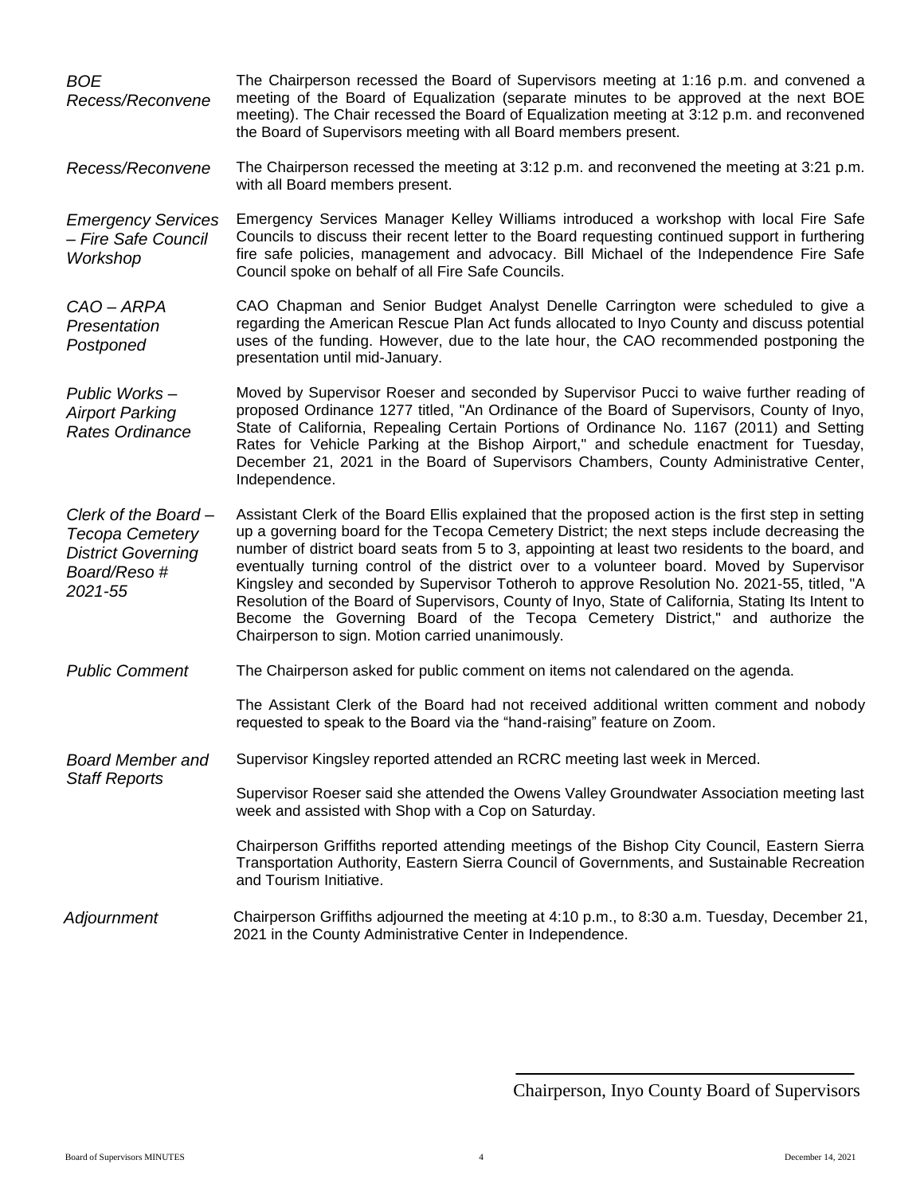*BOE Recess/Reconvene*

The Chairperson recessed the Board of Supervisors meeting at 1:16 p.m. and convened a meeting of the Board of Equalization (separate minutes to be approved at the next BOE meeting). The Chair recessed the Board of Equalization meeting at 3:12 p.m. and reconvened the Board of Supervisors meeting with all Board members present.

*Recess/Reconvene*

The Chairperson recessed the meeting at 3:12 p.m. and reconvened the meeting at 3:21 p.m. with all Board members present.

*Emergency Services – Fire Safe Council Workshop*

Emergency Services Manager Kelley Williams introduced a workshop with local Fire Safe Councils to discuss their recent letter to the Board requesting continued support in furthering fire safe policies, management and advocacy. Bill Michael of the Independence Fire Safe Council spoke on behalf of all Fire Safe Councils.

*CAO – ARPA Presentation Postponed*

CAO Chapman and Senior Budget Analyst Denelle Carrington were scheduled to give a regarding the American Rescue Plan Act funds allocated to Inyo County and discuss potential uses of the funding. However, due to the late hour, the CAO recommended postponing the presentation until mid-January.

*Public Works – Airport Parking Rates Ordinance*

Moved by Supervisor Roeser and seconded by Supervisor Pucci to waive further reading of proposed Ordinance 1277 titled, "An Ordinance of the Board of Supervisors, County of Inyo, State of California, Repealing Certain Portions of Ordinance No. 1167 (2011) and Setting Rates for Vehicle Parking at the Bishop Airport," and schedule enactment for Tuesday, December 21, 2021 in the Board of Supervisors Chambers, County Administrative Center, Independence.

*Clerk of the Board – Tecopa Cemetery District Governing Board/Reso # 2021-55*

Assistant Clerk of the Board Ellis explained that the proposed action is the first step in setting up a governing board for the Tecopa Cemetery District; the next steps include decreasing the number of district board seats from 5 to 3, appointing at least two residents to the board, and eventually turning control of the district over to a volunteer board. Moved by Supervisor Kingsley and seconded by Supervisor Totheroh to approve Resolution No. 2021-55, titled, "A Resolution of the Board of Supervisors, County of Inyo, State of California, Stating Its Intent to Become the Governing Board of the Tecopa Cemetery District," and authorize the Chairperson to sign. Motion carried unanimously.

*Public Comment*

The Chairperson asked for public comment on items not calendared on the agenda.

The Assistant Clerk of the Board had not received additional written comment and nobody requested to speak to the Board via the "hand-raising" feature on Zoom.

*Board Member and Staff Reports*

Supervisor Kingsley reported attended an RCRC meeting last week in Merced.

Supervisor Roeser said she attended the Owens Valley Groundwater Association meeting last week and assisted with Shop with a Cop on Saturday.

Chairperson Griffiths reported attending meetings of the Bishop City Council, Eastern Sierra Transportation Authority, Eastern Sierra Council of Governments, and Sustainable Recreation and Tourism Initiative.

*Adjournment*

Chairperson Griffiths adjourned the meeting at 4:10 p.m., to 8:30 a.m. Tuesday, December 21, 2021 in the County Administrative Center in Independence.

\_\_\_\_\_\_\_\_\_\_\_\_\_\_\_\_\_\_\_\_\_\_\_\_\_\_\_\_\_\_\_\_\_\_\_\_

Chairperson, Inyo County Board of Supervisors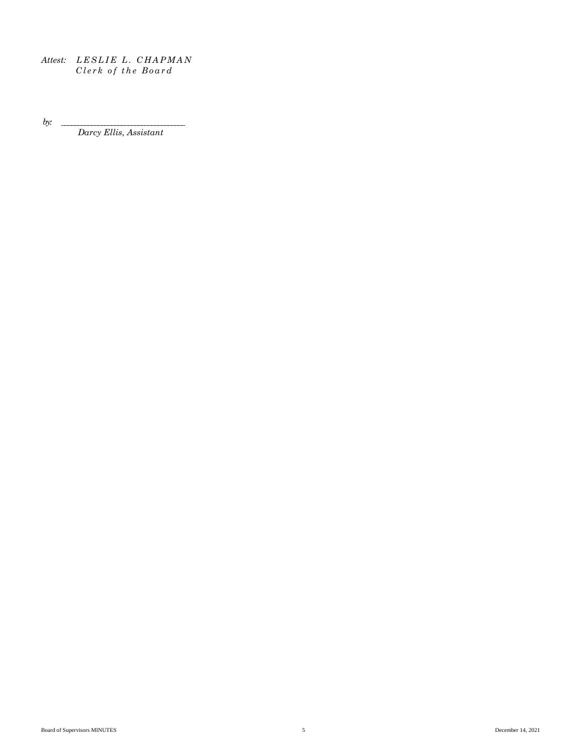*Attest: LESLIE L. CHAPMAN*
*Clerk of the Board*

*by:* \_\_\_\_\_\_\_\_\_\_\_\_\_\_\_\_\_\_\_\_\_\_\_\_\_\_\_\_\_\_\_\_\_\_

*Darcy Ellis, Assistant*